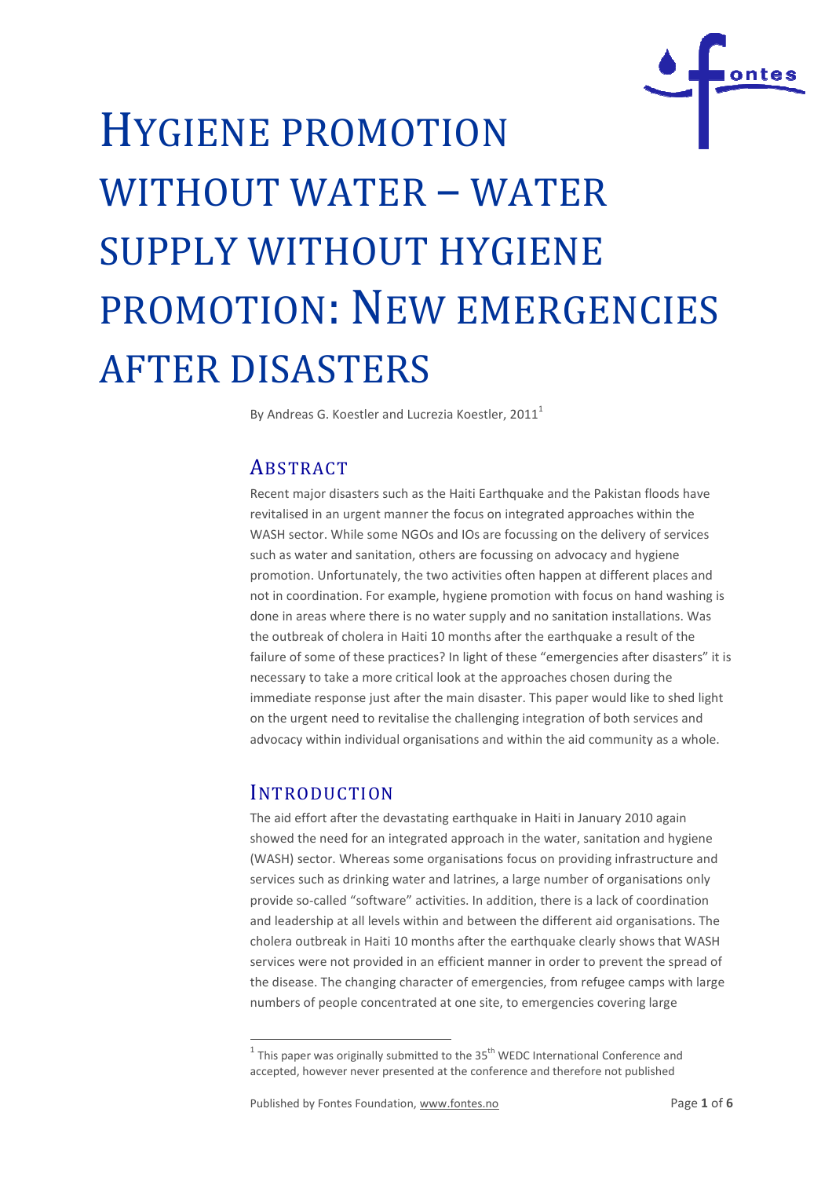# HYGIENE PROMOTION WITHOUT WATER – WATER SUPPLY WITHOUT HYGIENE PROMOTION: NEW EMERGENCIES AFTER DISASTERS

By Andreas G. Koestler and Lucrezia Koestler, 2011[1]

## ABSTRACT

Recent major disasters such as the Haiti Earthquake and the Pakistan floods have revitalised in an urgent manner the focus on integrated approaches within the WASH sector. While some NGOs and IOs are focussing on the delivery of services such as water and sanitation, others are focussing on advocacy and hygiene promotion. Unfortunately, the two activities often happen at different places and not in coordination. For example, hygiene promotion with focus on hand washing is done in areas where there is no water supply and no sanitation installations. Was the outbreak of cholera in Haiti 10 months after the earthquake a result of the failure of some of these practices? In light of these "emergencies after disasters" it is necessary to take a more critical look at the approaches chosen during the immediate response just after the main disaster. This paper would like to shed light on the urgent need to revitalise the challenging integration of both services and advocacy within individual organisations and within the aid community as a whole.

## INTRODUCTION

The aid effort after the devastating earthquake in Haiti in January 2010 again showed the need for an integrated approach in the water, sanitation and hygiene (WASH) sector. Whereas some organisations focus on providing infrastructure and services such as drinking water and latrines, a large number of organisations only provide so-called "software" activities. In addition, there is a lack of coordination and leadership at all levels within and between the different aid organisations. The cholera outbreak in Haiti 10 months after the earthquake clearly shows that WASH services were not provided in an efficient manner in order to prevent the spread of the disease. The changing character of emergencies, from refugee camps with large numbers of people concentrated at one site, to emergencies covering large

[1] This paper was originally submitted to the 35th WEDC International Conference and accepted, however never presented at the conference and therefore not published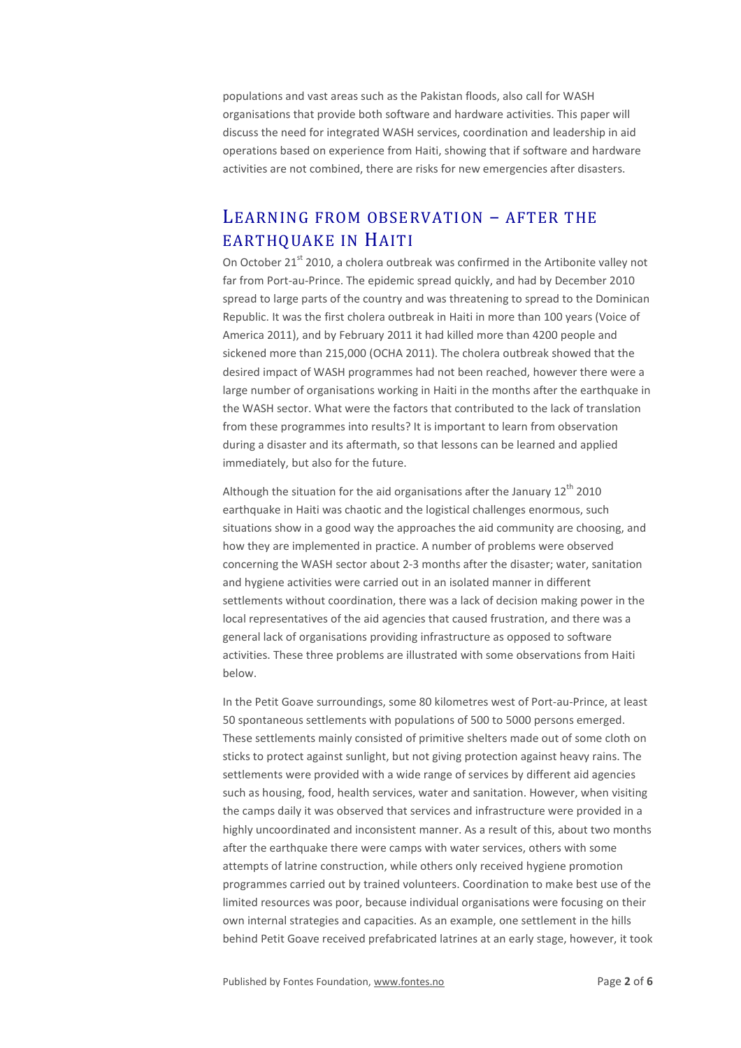populations and vast areas such as the Pakistan floods, also call for WASH organisations that provide both software and hardware activities. This paper will discuss the need for integrated WASH services, coordination and leadership in aid operations based on experience from Haiti, showing that if software and hardware activities are not combined, there are risks for new emergencies after disasters.

## LEARNING FROM OBSERVATION – AFTER THE EARTHQUAKE IN HAITI

On October 21st 2010, a cholera outbreak was confirmed in the Artibonite valley not far from Port-au-Prince. The epidemic spread quickly, and had by December 2010 spread to large parts of the country and was threatening to spread to the Dominican Republic. It was the first cholera outbreak in Haiti in more than 100 years (Voice of America 2011), and by February 2011 it had killed more than 4200 people and sickened more than 215,000 (OCHA 2011). The cholera outbreak showed that the desired impact of WASH programmes had not been reached, however there were a large number of organisations working in Haiti in the months after the earthquake in the WASH sector. What were the factors that contributed to the lack of translation from these programmes into results? It is important to learn from observation during a disaster and its aftermath, so that lessons can be learned and applied immediately, but also for the future.

Although the situation for the aid organisations after the January 12th 2010 earthquake in Haiti was chaotic and the logistical challenges enormous, such situations show in a good way the approaches the aid community are choosing, and how they are implemented in practice. A number of problems were observed concerning the WASH sector about 2-3 months after the disaster; water, sanitation and hygiene activities were carried out in an isolated manner in different settlements without coordination, there was a lack of decision making power in the local representatives of the aid agencies that caused frustration, and there was a general lack of organisations providing infrastructure as opposed to software activities. These three problems are illustrated with some observations from Haiti below.

In the Petit Goave surroundings, some 80 kilometres west of Port-au-Prince, at least 50 spontaneous settlements with populations of 500 to 5000 persons emerged. These settlements mainly consisted of primitive shelters made out of some cloth on sticks to protect against sunlight, but not giving protection against heavy rains. The settlements were provided with a wide range of services by different aid agencies such as housing, food, health services, water and sanitation. However, when visiting the camps daily it was observed that services and infrastructure were provided in a highly uncoordinated and inconsistent manner. As a result of this, about two months after the earthquake there were camps with water services, others with some attempts of latrine construction, while others only received hygiene promotion programmes carried out by trained volunteers. Coordination to make best use of the limited resources was poor, because individual organisations were focusing on their own internal strategies and capacities. As an example, one settlement in the hills behind Petit Goave received prefabricated latrines at an early stage, however, it took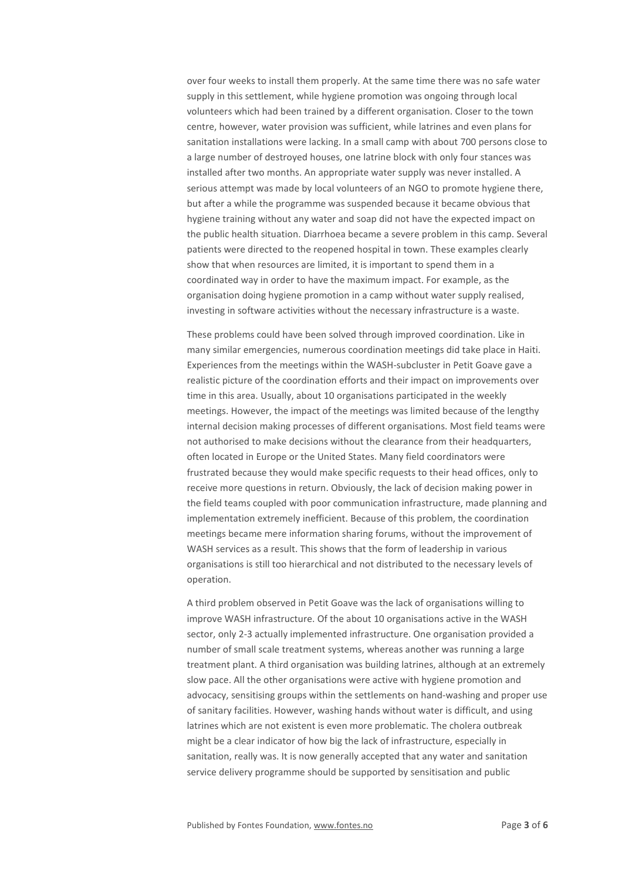over four weeks to install them properly. At the same time there was no safe water supply in this settlement, while hygiene promotion was ongoing through local volunteers which had been trained by a different organisation. Closer to the town centre, however, water provision was sufficient, while latrines and even plans for sanitation installations were lacking. In a small camp with about 700 persons close to a large number of destroyed houses, one latrine block with only four stances was installed after two months. An appropriate water supply was never installed. A serious attempt was made by local volunteers of an NGO to promote hygiene there, but after a while the programme was suspended because it became obvious that hygiene training without any water and soap did not have the expected impact on the public health situation. Diarrhoea became a severe problem in this camp. Several patients were directed to the reopened hospital in town. These examples clearly show that when resources are limited, it is important to spend them in a coordinated way in order to have the maximum impact. For example, as the organisation doing hygiene promotion in a camp without water supply realised, investing in software activities without the necessary infrastructure is a waste.

These problems could have been solved through improved coordination. Like in many similar emergencies, numerous coordination meetings did take place in Haiti. Experiences from the meetings within the WASH-subcluster in Petit Goave gave a realistic picture of the coordination efforts and their impact on improvements over time in this area. Usually, about 10 organisations participated in the weekly meetings. However, the impact of the meetings was limited because of the lengthy internal decision making processes of different organisations. Most field teams were not authorised to make decisions without the clearance from their headquarters, often located in Europe or the United States. Many field coordinators were frustrated because they would make specific requests to their head offices, only to receive more questions in return. Obviously, the lack of decision making power in the field teams coupled with poor communication infrastructure, made planning and implementation extremely inefficient. Because of this problem, the coordination meetings became mere information sharing forums, without the improvement of WASH services as a result. This shows that the form of leadership in various organisations is still too hierarchical and not distributed to the necessary levels of operation.

A third problem observed in Petit Goave was the lack of organisations willing to improve WASH infrastructure. Of the about 10 organisations active in the WASH sector, only 2-3 actually implemented infrastructure. One organisation provided a number of small scale treatment systems, whereas another was running a large treatment plant. A third organisation was building latrines, although at an extremely slow pace. All the other organisations were active with hygiene promotion and advocacy, sensitising groups within the settlements on hand-washing and proper use of sanitary facilities. However, washing hands without water is difficult, and using latrines which are not existent is even more problematic. The cholera outbreak might be a clear indicator of how big the lack of infrastructure, especially in sanitation, really was. It is now generally accepted that any water and sanitation service delivery programme should be supported by sensitisation and public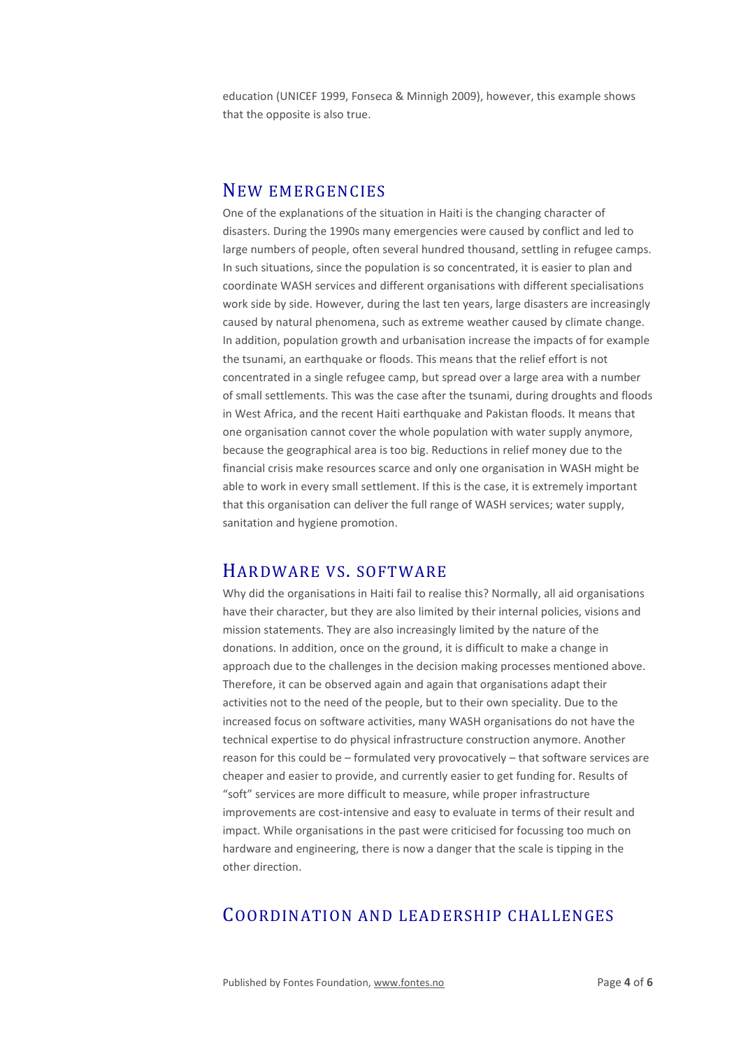education (UNICEF 1999, Fonseca & Minnigh 2009), however, this example shows that the opposite is also true.

## New emergencies

One of the explanations of the situation in Haiti is the changing character of disasters. During the 1990s many emergencies were caused by conflict and led to large numbers of people, often several hundred thousand, settling in refugee camps. In such situations, since the population is so concentrated, it is easier to plan and coordinate WASH services and different organisations with different specialisations work side by side. However, during the last ten years, large disasters are increasingly caused by natural phenomena, such as extreme weather caused by climate change. In addition, population growth and urbanisation increase the impacts of for example the tsunami, an earthquake or floods. This means that the relief effort is not concentrated in a single refugee camp, but spread over a large area with a number of small settlements. This was the case after the tsunami, during droughts and floods in West Africa, and the recent Haiti earthquake and Pakistan floods. It means that one organisation cannot cover the whole population with water supply anymore, because the geographical area is too big. Reductions in relief money due to the financial crisis make resources scarce and only one organisation in WASH might be able to work in every small settlement. If this is the case, it is extremely important that this organisation can deliver the full range of WASH services; water supply, sanitation and hygiene promotion.

## Hardware vs. software

Why did the organisations in Haiti fail to realise this? Normally, all aid organisations have their character, but they are also limited by their internal policies, visions and mission statements. They are also increasingly limited by the nature of the donations. In addition, once on the ground, it is difficult to make a change in approach due to the challenges in the decision making processes mentioned above. Therefore, it can be observed again and again that organisations adapt their activities not to the need of the people, but to their own speciality. Due to the increased focus on software activities, many WASH organisations do not have the technical expertise to do physical infrastructure construction anymore. Another reason for this could be – formulated very provocatively – that software services are cheaper and easier to provide, and currently easier to get funding for. Results of "soft" services are more difficult to measure, while proper infrastructure improvements are cost-intensive and easy to evaluate in terms of their result and impact. While organisations in the past were criticised for focussing too much on hardware and engineering, there is now a danger that the scale is tipping in the other direction.

## Coordination and leadership challenges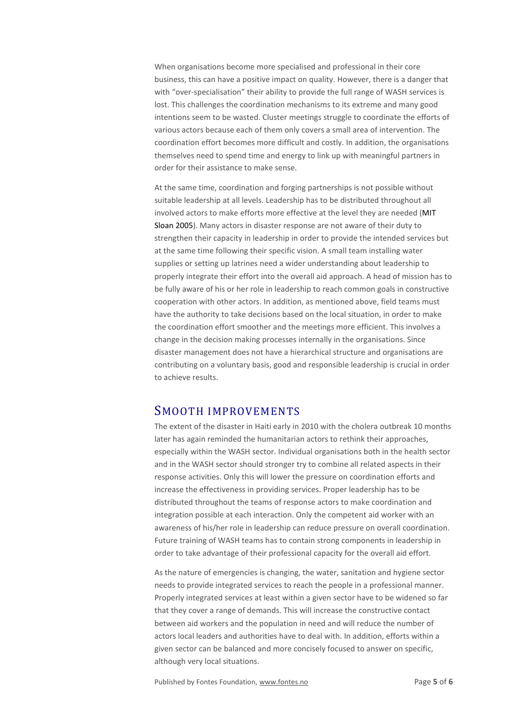When organisations become more specialised and professional in their core business, this can have a positive impact on quality. However, there is a danger that with "over-specialisation" their ability to provide the full range of WASH services is lost. This challenges the coordination mechanisms to its extreme and many good intentions seem to be wasted. Cluster meetings struggle to coordinate the efforts of various actors because each of them only covers a small area of intervention. The coordination effort becomes more difficult and costly. In addition, the organisations themselves need to spend time and energy to link up with meaningful partners in order for their assistance to make sense.

At the same time, coordination and forging partnerships is not possible without suitable leadership at all levels. Leadership has to be distributed throughout all involved actors to make efforts more effective at the level they are needed (MIT Sloan 2005). Many actors in disaster response are not aware of their duty to strengthen their capacity in leadership in order to provide the intended services but at the same time following their specific vision. A small team installing water supplies or setting up latrines need a wider understanding about leadership to properly integrate their effort into the overall aid approach. A head of mission has to be fully aware of his or her role in leadership to reach common goals in constructive cooperation with other actors. In addition, as mentioned above, field teams must have the authority to take decisions based on the local situation, in order to make the coordination effort smoother and the meetings more efficient. This involves a change in the decision making processes internally in the organisations. Since disaster management does not have a hierarchical structure and organisations are contributing on a voluntary basis, good and responsible leadership is crucial in order to achieve results.

## Smooth improvements

The extent of the disaster in Haiti early in 2010 with the cholera outbreak 10 months later has again reminded the humanitarian actors to rethink their approaches, especially within the WASH sector. Individual organisations both in the health sector and in the WASH sector should stronger try to combine all related aspects in their response activities. Only this will lower the pressure on coordination efforts and increase the effectiveness in providing services. Proper leadership has to be distributed throughout the teams of response actors to make coordination and integration possible at each interaction. Only the competent aid worker with an awareness of his/her role in leadership can reduce pressure on overall coordination. Future training of WASH teams has to contain strong components in leadership in order to take advantage of their professional capacity for the overall aid effort.

As the nature of emergencies is changing, the water, sanitation and hygiene sector needs to provide integrated services to reach the people in a professional manner. Properly integrated services at least within a given sector have to be widened so far that they cover a range of demands. This will increase the constructive contact between aid workers and the population in need and will reduce the number of actors local leaders and authorities have to deal with. In addition, efforts within a given sector can be balanced and more concisely focused to answer on specific, although very local situations.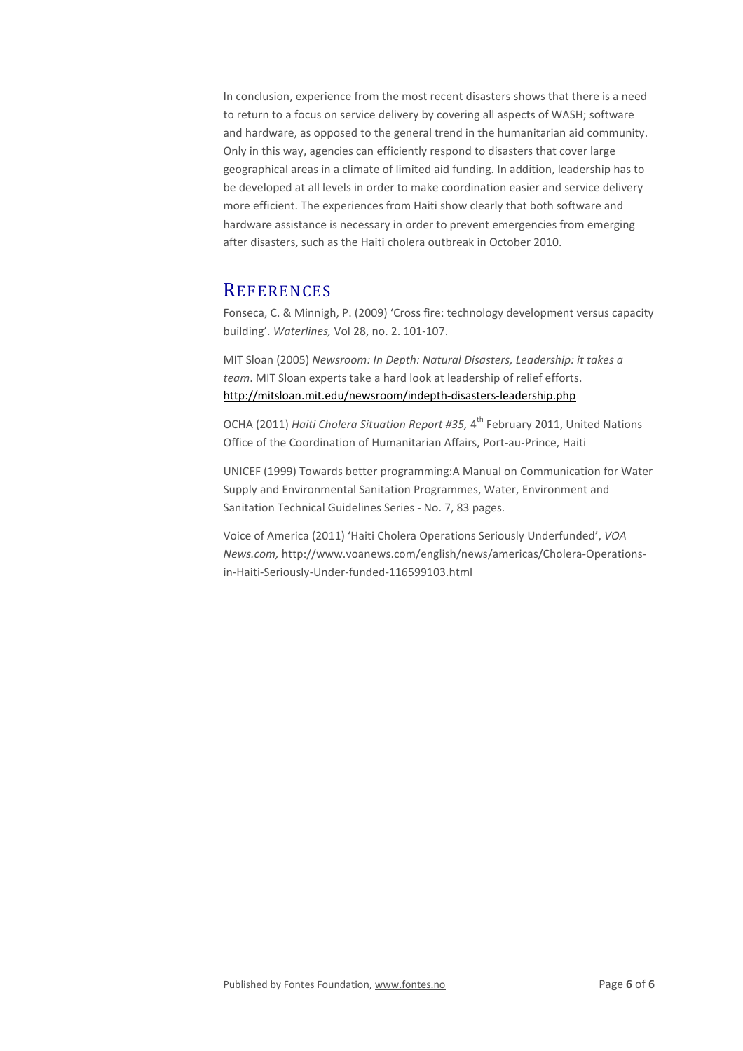In conclusion, experience from the most recent disasters shows that there is a need to return to a focus on service delivery by covering all aspects of WASH; software and hardware, as opposed to the general trend in the humanitarian aid community. Only in this way, agencies can efficiently respond to disasters that cover large geographical areas in a climate of limited aid funding. In addition, leadership has to be developed at all levels in order to make coordination easier and service delivery more efficient. The experiences from Haiti show clearly that both software and hardware assistance is necessary in order to prevent emergencies from emerging after disasters, such as the Haiti cholera outbreak in October 2010.

## REFERENCES

Fonseca, C. & Minnigh, P. (2009) 'Cross fire: technology development versus capacity building'. *Waterlines,* Vol 28, no. 2. 101-107.

MIT Sloan (2005) *Newsroom: In Depth: Natural Disasters, Leadership: it takes a team*. MIT Sloan experts take a hard look at leadership of relief efforts. http://mitsloan.mit.edu/newsroom/indepth-disasters-leadership.php

OCHA (2011) *Haiti Cholera Situation Report #35,* 4th February 2011, United Nations Office of the Coordination of Humanitarian Affairs, Port-au-Prince, Haiti

UNICEF (1999) Towards better programming:A Manual on Communication for Water Supply and Environmental Sanitation Programmes, Water, Environment and Sanitation Technical Guidelines Series - No. 7, 83 pages.

Voice of America (2011) 'Haiti Cholera Operations Seriously Underfunded', *VOA News.com,* http://www.voanews.com/english/news/americas/Cholera-Operations-in-Haiti-Seriously-Under-funded-116599103.html